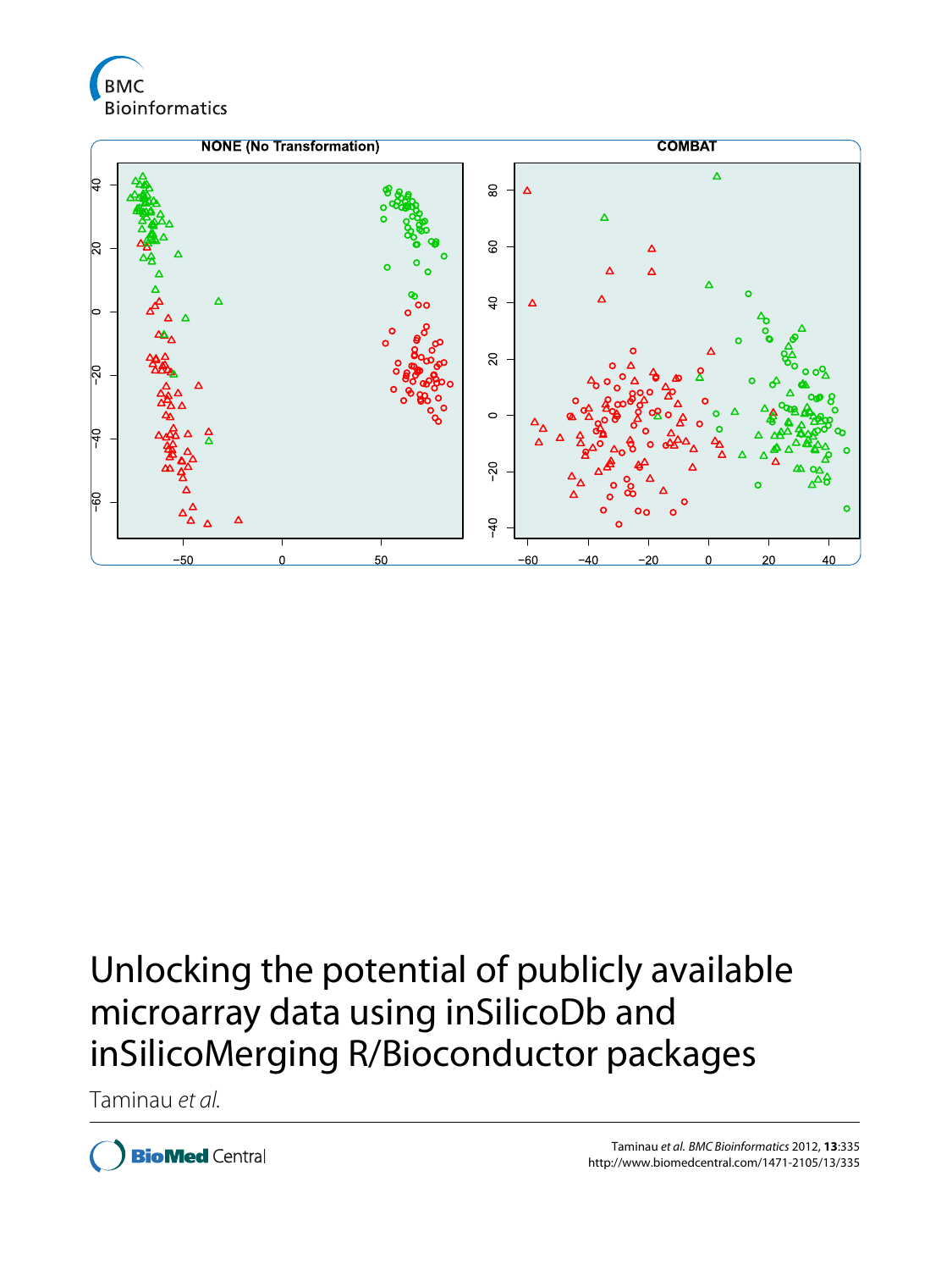# Unlocking the potential of publicly available microarray data using inSilicoDb and inSilicoMerging R/Bioconductor packages

Taminau *et al.*

Taminau *et al. BMC Bioinformatics* 2012, **13**:335
http://www.biomedcentral.com/1471-2105/13/335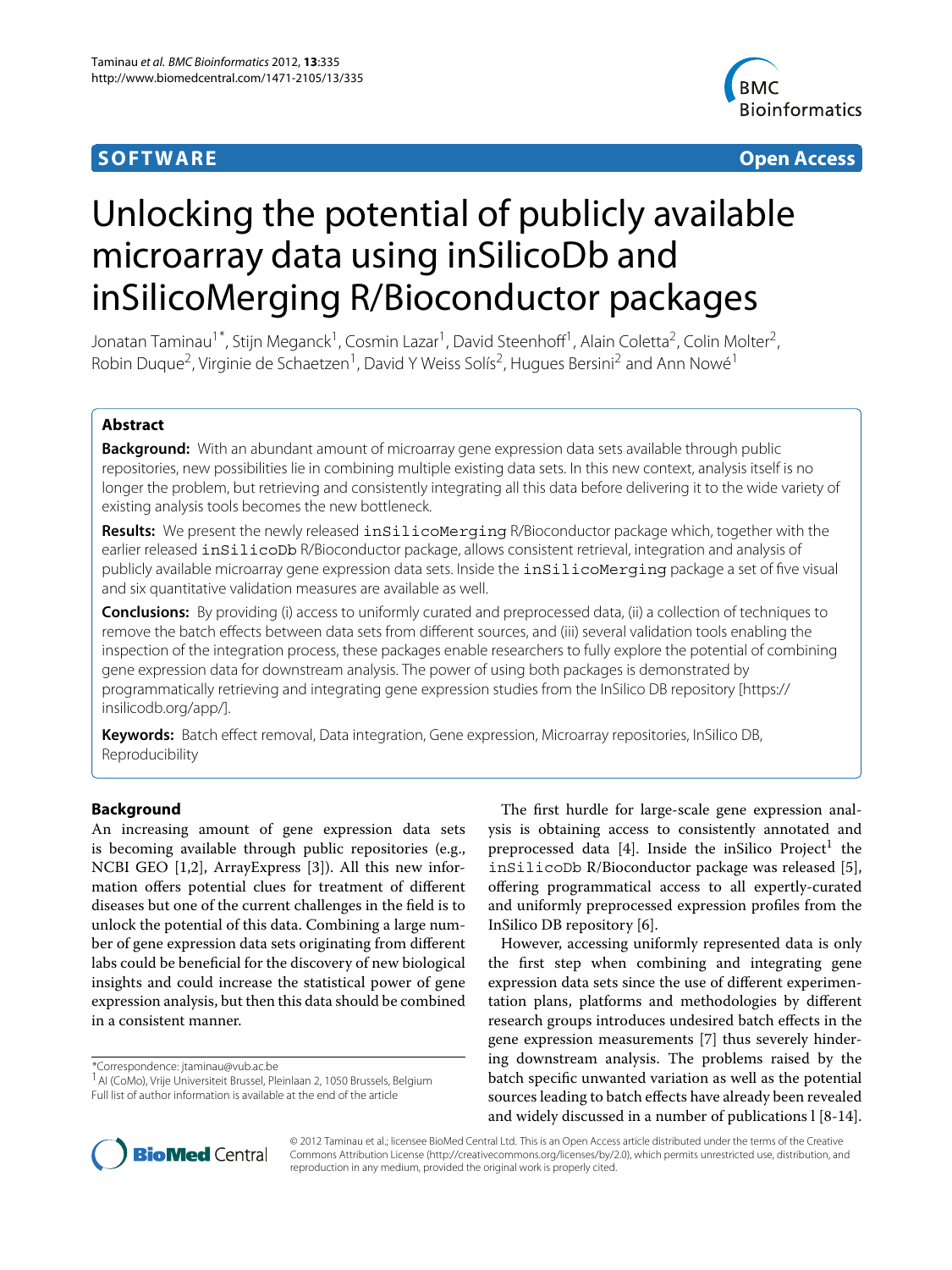# Unlocking the potential of publicly available microarray data using inSilicoDb and inSilicoMerging R/Bioconductor packages

Jonatan Taminau[1*], Stijn Meganck[1], Cosmin Lazar[1], David Steenhoff[1], Alain Coletta[2], Colin Molter[2], Robin Duque[2], Virginie de Schaetzen[1], David Y Weiss Solís[2], Hugues Bersini[2] and Ann Nowé[1]

## Abstract

**Background:** With an abundant amount of microarray gene expression data sets available through public repositories, new possibilities lie in combining multiple existing data sets. In this new context, analysis itself is no longer the problem, but retrieving and consistently integrating all this data before delivering it to the wide variety of existing analysis tools becomes the new bottleneck.

**Results:** We present the newly released `inSilicoMerging` R/Bioconductor package which, together with the earlier released `inSilicoDb` R/Bioconductor package, allows consistent retrieval, integration and analysis of publicly available microarray gene expression data sets. Inside the `inSilicoMerging` package a set of five visual and six quantitative validation measures are available as well.

**Conclusions:** By providing (i) access to uniformly curated and preprocessed data, (ii) a collection of techniques to remove the batch effects between data sets from different sources, and (iii) several validation tools enabling the inspection of the integration process, these packages enable researchers to fully explore the potential of combining gene expression data for downstream analysis. The power of using both packages is demonstrated by programmatically retrieving and integrating gene expression studies from the InSilico DB repository [https://insilicodb.org/app/].

**Keywords:** Batch effect removal, Data integration, Gene expression, Microarray repositories, InSilico DB, Reproducibility

## Background

An increasing amount of gene expression data sets is becoming available through public repositories (e.g., NCBI GEO [1,2], ArrayExpress [3]). All this new information offers potential clues for treatment of different diseases but one of the current challenges in the field is to unlock the potential of this data. Combining a large number of gene expression data sets originating from different labs could be beneficial for the discovery of new biological insights and could increase the statistical power of gene expression analysis, but then this data should be combined in a consistent manner.

The first hurdle for large-scale gene expression analysis is obtaining access to consistently annotated and preprocessed data [4]. Inside the inSilico Project[1] the `inSilicoDb` R/Bioconductor package was released [5], offering programmatical access to all expertly-curated and uniformly preprocessed expression profiles from the InSilico DB repository [6].

However, accessing uniformly represented data is only the first step when combining and integrating gene expression data sets since the use of different experimentation plans, platforms and methodologies by different research groups introduces undesired batch effects in the gene expression measurements [7] thus severely hindering downstream analysis. The problems raised by the batch specific unwanted variation as well as the potential sources leading to batch effects have already been revealed and widely discussed in a number of publications l [8-14].

*Correspondence: jtaminau@vub.ac.be
[1] AI (CoMo), Vrije Universiteit Brussel, Pleinlaan 2, 1050 Brussels, Belgium
Full list of author information is available at the end of the article

© 2012 Taminau et al.; licensee BioMed Central Ltd. This is an Open Access article distributed under the terms of the Creative Commons Attribution License (http://creativecommons.org/licenses/by/2.0), which permits unrestricted use, distribution, and reproduction in any medium, provided the original work is properly cited.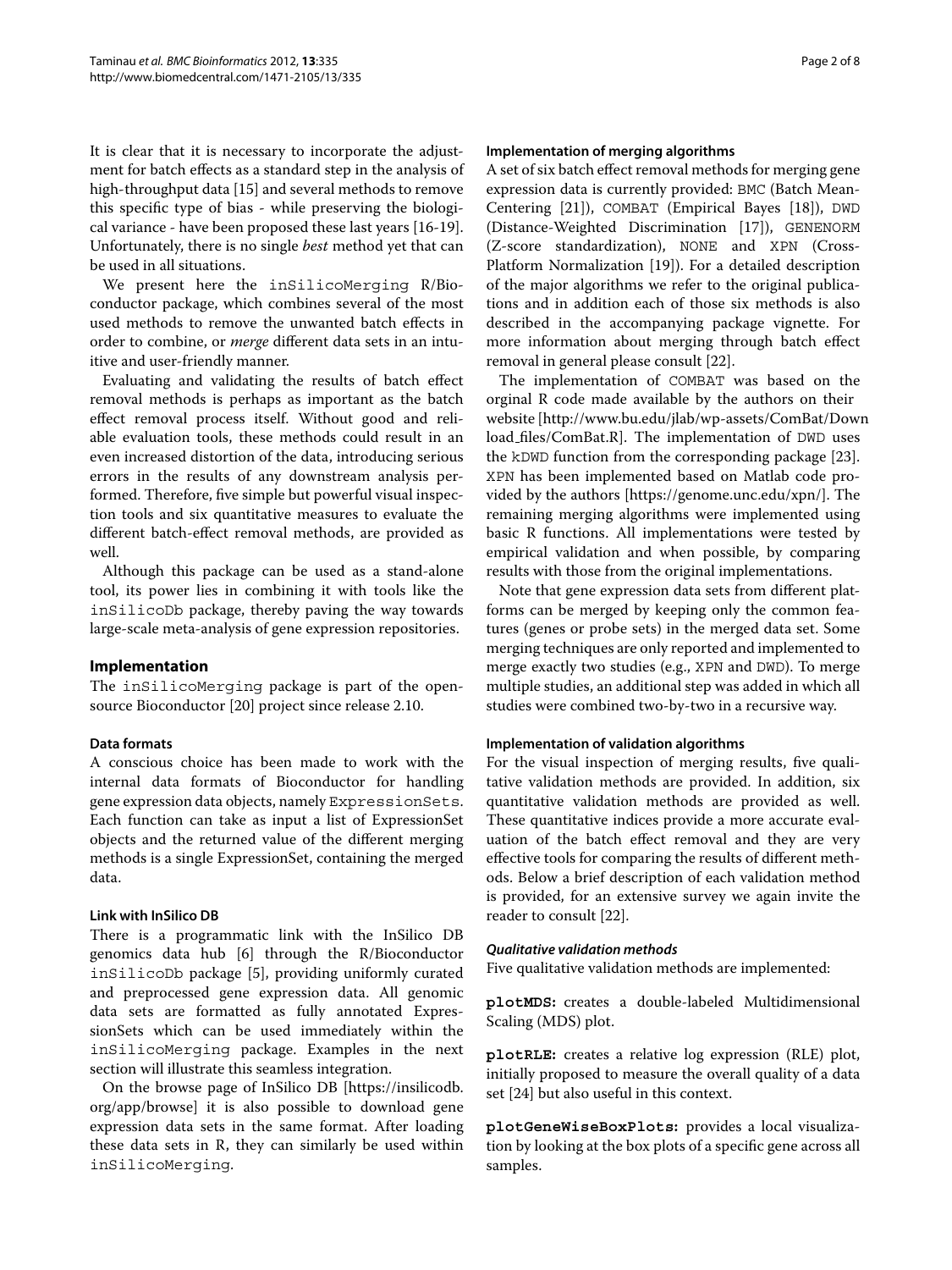It is clear that it is necessary to incorporate the adjustment for batch effects as a standard step in the analysis of high-throughput data [15] and several methods to remove this specific type of bias - while preserving the biological variance - have been proposed these last years [16-19]. Unfortunately, there is no single *best* method yet that can be used in all situations.

We present here the inSilicoMerging R/Bioconductor package, which combines several of the most used methods to remove the unwanted batch effects in order to combine, or *merge* different data sets in an intuitive and user-friendly manner.

Evaluating and validating the results of batch effect removal methods is perhaps as important as the batch effect removal process itself. Without good and reliable evaluation tools, these methods could result in an even increased distortion of the data, introducing serious errors in the results of any downstream analysis performed. Therefore, five simple but powerful visual inspection tools and six quantitative measures to evaluate the different batch-effect removal methods, are provided as well.

Although this package can be used as a stand-alone tool, its power lies in combining it with tools like the inSilicoDb package, thereby paving the way towards large-scale meta-analysis of gene expression repositories.

## Implementation

The inSilicoMerging package is part of the open-source Bioconductor [20] project since release 2.10.

### Data formats

A conscious choice has been made to work with the internal data formats of Bioconductor for handling gene expression data objects, namely ExpressionSets. Each function can take as input a list of ExpressionSet objects and the returned value of the different merging methods is a single ExpressionSet, containing the merged data.

### Link with InSilico DB

There is a programmatic link with the InSilico DB genomics data hub [6] through the R/Bioconductor inSilicoDb package [5], providing uniformly curated and preprocessed gene expression data. All genomic data sets are formatted as fully annotated ExpressionSets which can be used immediately within the inSilicoMerging package. Examples in the next section will illustrate this seamless integration.

On the browse page of InSilico DB [https://insilicodb.org/app/browse] it is also possible to download gene expression data sets in the same format. After loading these data sets in R, they can similarly be used within inSilicoMerging.

### Implementation of merging algorithms

A set of six batch effect removal methods for merging gene expression data is currently provided: BMC (Batch Mean-Centering [21]), COMBAT (Empirical Bayes [18]), DWD (Distance-Weighted Discrimination [17]), GENENORM (Z-score standardization), NONE and XPN (Cross-Platform Normalization [19]). For a detailed description of the major algorithms we refer to the original publications and in addition each of those six methods is also described in the accompanying package vignette. For more information about merging through batch effect removal in general please consult [22].

The implementation of COMBAT was based on the orginal R code made available by the authors on their website [http://www.bu.edu/jlab/wp-assets/ComBat/Download_files/ComBat.R]. The implementation of DWD uses the kDWD function from the corresponding package [23]. XPN has been implemented based on Matlab code provided by the authors [https://genome.unc.edu/xpn/]. The remaining merging algorithms were implemented using basic R functions. All implementations were tested by empirical validation and when possible, by comparing results with those from the original implementations.

Note that gene expression data sets from different platforms can be merged by keeping only the common features (genes or probe sets) in the merged data set. Some merging techniques are only reported and implemented to merge exactly two studies (e.g., XPN and DWD). To merge multiple studies, an additional step was added in which all studies were combined two-by-two in a recursive way.

### Implementation of validation algorithms

For the visual inspection of merging results, five qualitative validation methods are provided. In addition, six quantitative validation methods are provided as well. These quantitative indices provide a more accurate evaluation of the batch effect removal and they are very effective tools for comparing the results of different methods. Below a brief description of each validation method is provided, for an extensive survey we again invite the reader to consult [22].

#### *Qualitative validation methods*

Five qualitative validation methods are implemented:

**plotMDS:** creates a double-labeled Multidimensional Scaling (MDS) plot.

**plotRLE:** creates a relative log expression (RLE) plot, initially proposed to measure the overall quality of a data set [24] but also useful in this context.

**plotGeneWiseBoxPlots:** provides a local visualization by looking at the box plots of a specific gene across all samples.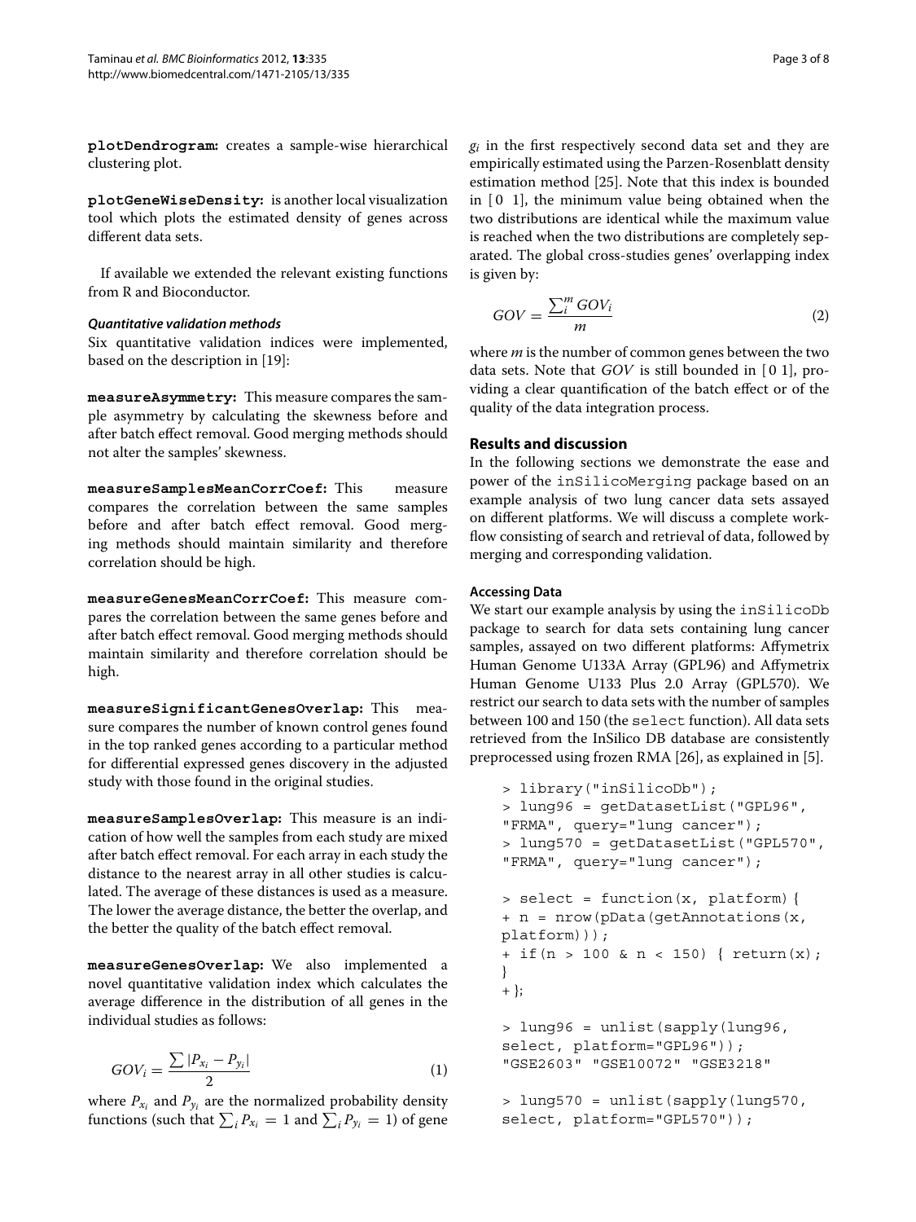**plotDendrogram:** creates a sample-wise hierarchical clustering plot.

**plotGeneWiseDensity:** is another local visualization tool which plots the estimated density of genes across different data sets.

If available we extended the relevant existing functions from R and Bioconductor.

#### *Quantitative validation methods*

Six quantitative validation indices were implemented, based on the description in [19]:

**measureAsymmetry:** This measure compares the sample asymmetry by calculating the skewness before and after batch effect removal. Good merging methods should not alter the samples' skewness.

**measureSamplesMeanCorrCoef:** This measure compares the correlation between the same samples before and after batch effect removal. Good merging methods should maintain similarity and therefore correlation should be high.

**measureGenesMeanCorrCoef:** This measure compares the correlation between the same genes before and after batch effect removal. Good merging methods should maintain similarity and therefore correlation should be high.

**measureSignificantGenesOverlap:** This measure compares the number of known control genes found in the top ranked genes according to a particular method for differential expressed genes discovery in the adjusted study with those found in the original studies.

**measureSamplesOverlap:** This measure is an indication of how well the samples from each study are mixed after batch effect removal. For each array in each study the distance to the nearest array in all other studies is calculated. The average of these distances is used as a measure. The lower the average distance, the better the overlap, and the better the quality of the batch effect removal.

**measureGenesOverlap:** We also implemented a novel quantitative validation index which calculates the average difference in the distribution of all genes in the individual studies as follows:

$$GOV_i = \frac{\sum |P_{x_i} - P_{y_i}|}{2} \tag{1}$$

where $P_{x_i}$ and $P_{y_i}$ are the normalized probability density functions (such that $\sum_i P_{x_i} = 1$ and $\sum_i P_{y_i} = 1$) of gene $g_i$ in the first respectively second data set and they are empirically estimated using the Parzen-Rosenblatt density estimation method [25]. Note that this index is bounded in [0 1], the minimum value being obtained when the two distributions are identical while the maximum value is reached when the two distributions are completely separated. The global cross-studies genes' overlapping index is given by:

$$GOV = \frac{\sum_i^m GOV_i}{m} \tag{2}$$

where $m$ is the number of common genes between the two data sets. Note that $GOV$ is still bounded in [0 1], providing a clear quantification of the batch effect or of the quality of the data integration process.

## Results and discussion

In the following sections we demonstrate the ease and power of the inSilicoMerging package based on an example analysis of two lung cancer data sets assayed on different platforms. We will discuss a complete workflow consisting of search and retrieval of data, followed by merging and corresponding validation.

### Accessing Data

We start our example analysis by using the inSilicoDb package to search for data sets containing lung cancer samples, assayed on two different platforms: Affymetrix Human Genome U133A Array (GPL96) and Affymetrix Human Genome U133 Plus 2.0 Array (GPL570). We restrict our search to data sets with the number of samples between 100 and 150 (the select function). All data sets retrieved from the InSilico DB database are consistently preprocessed using frozen RMA [26], as explained in [5].

```
> library("inSilicoDb");
> lung96 = getDatasetList("GPL96",
"FRMA", query="lung cancer");
> lung570 = getDatasetList("GPL570",
"FRMA", query="lung cancer");

> select = function(x, platform){
+ n = nrow(pData(getAnnotations(x,
platform)));
+ if(n > 100 & n < 150) { return(x);
}
+ };

> lung96 = unlist(sapply(lung96,
select, platform="GPL96"));
"GSE2603" "GSE10072" "GSE3218"

> lung570 = unlist(sapply(lung570,
select, platform="GPL570"));
```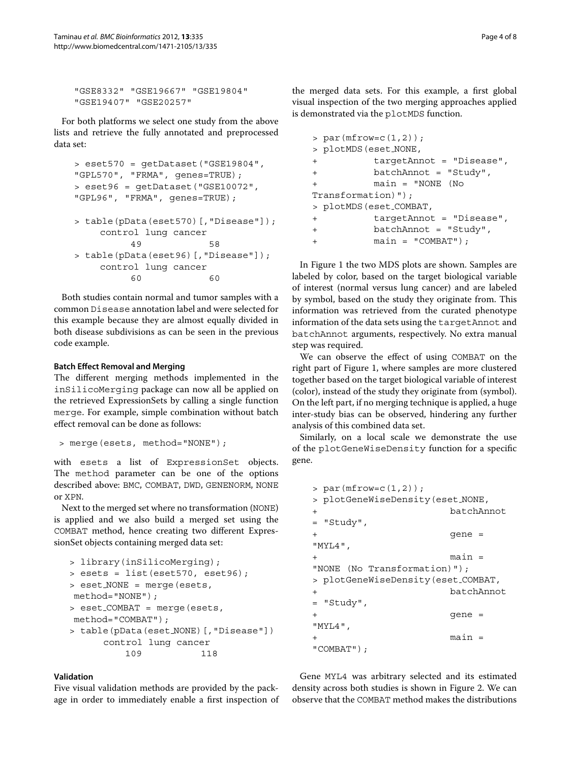```
"GSE8332" "GSE19667" "GSE19804"
"GSE19407" "GSE20257"
```

For both platforms we select one study from the above lists and retrieve the fully annotated and preprocessed data set:

```
> eset570 = getDataset("GSE19804",
"GPL570", "FRMA", genes=TRUE);
> eset96 = getDataset("GSE10072",
"GPL96", "FRMA", genes=TRUE);

> table(pData(eset570)[,"Disease"]);
     control lung cancer
          49          58
> table(pData(eset96)[,"Disease"]);
     control lung cancer
          60          60
```

Both studies contain normal and tumor samples with a common Disease annotation label and were selected for this example because they are almost equally divided in both disease subdivisions as can be seen in the previous code example.

#### Batch Effect Removal and Merging

The different merging methods implemented in the inSilicoMerging package can now all be applied on the retrieved ExpressionSets by calling a single function merge. For example, simple combination without batch effect removal can be done as follows:

```
> merge(esets, method="NONE");
```

with esets a list of ExpressionSet objects. The method parameter can be one of the options described above: BMC, COMBAT, DWD, GENENORM, NONE or XPN.

Next to the merged set where no transformation (NONE) is applied and we also build a merged set using the COMBAT method, hence creating two different ExpressionSet objects containing merged data set:

```
> library(inSilicoMerging);
> esets = list(eset570, eset96);
> eset_NONE = merge(esets,
 method="NONE");
> eset_COMBAT = merge(esets,
 method="COMBAT");
> table(pData(eset_NONE)[,"Disease"])
      control lung cancer
          109          118
```

#### Validation

Five visual validation methods are provided by the package in order to immediately enable a first inspection of the merged data sets. For this example, a first global visual inspection of the two merging approaches applied is demonstrated via the plotMDS function.

```
> par(mfrow=c(1,2));
> plotMDS(eset_NONE,
+          targetAnnot = "Disease",
+          batchAnnot = "Study",
+          main = "NONE (No
Transformation)");
> plotMDS(eset_COMBAT,
+          targetAnnot = "Disease",
+          batchAnnot = "Study",
+          main = "COMBAT");
```

In Figure 1 the two MDS plots are shown. Samples are labeled by color, based on the target biological variable of interest (normal versus lung cancer) and are labeled by symbol, based on the study they originate from. This information was retrieved from the curated phenotype information of the data sets using the targetAnnot and batchAnnot arguments, respectively. No extra manual step was required.

We can observe the effect of using COMBAT on the right part of Figure 1, where samples are more clustered together based on the target biological variable of interest (color), instead of the study they originate from (symbol). On the left part, if no merging technique is applied, a huge inter-study bias can be observed, hindering any further analysis of this combined data set.

Similarly, on a local scale we demonstrate the use of the plotGeneWiseDensity function for a specific gene.

```
> par(mfrow=c(1,2));
> plotGeneWiseDensity(eset_NONE,
+                        batchAnnot
= "Study",
+                        gene =
"MYL4",
+                        main =
"NONE (No Transformation)");
> plotGeneWiseDensity(eset_COMBAT,
+                        batchAnnot
= "Study",
+                        gene =
"MYL4",
+                        main =
"COMBAT");
```

Gene MYL4 was arbitrary selected and its estimated density across both studies is shown in Figure 2. We can observe that the COMBAT method makes the distributions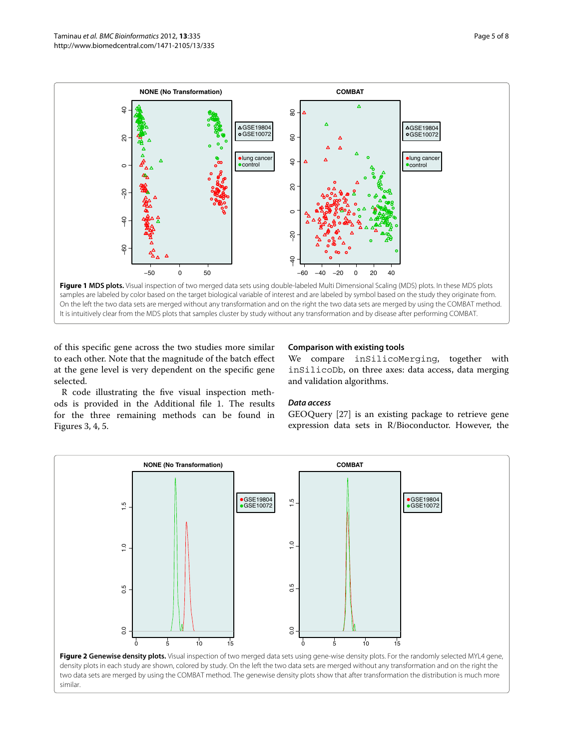**Figure 1 MDS plots.** Visual inspection of two merged data sets using double-labeled Multi Dimensional Scaling (MDS) plots. In these MDS plots samples are labeled by color based on the target biological variable of interest and are labeled by symbol based on the study they originate from. On the left the two data sets are merged without any transformation and on the right the two data sets are merged by using the COMBAT method. It is intuitively clear from the MDS plots that samples cluster by study without any transformation and by disease after performing COMBAT.

of this specific gene across the two studies more similar to each other. Note that the magnitude of the batch effect at the gene level is very dependent on the specific gene selected.

R code illustrating the five visual inspection methods is provided in the Additional file 1. The results for the three remaining methods can be found in Figures 3, 4, 5.

### Comparison with existing tools

We compare `inSilicoMerging`, together with `inSilicoDb`, on three axes: data access, data merging and validation algorithms.

#### *Data access*

GEOQuery [27] is an existing package to retrieve gene expression data sets in R/Bioconductor. However, the

**Figure 2 Genewise density plots.** Visual inspection of two merged data sets using gene-wise density plots. For the randomly selected MYL4 gene, density plots in each study are shown, colored by study. On the left the two data sets are merged without any transformation and on the right the two data sets are merged by using the COMBAT method. The genewise density plots show that after transformation the distribution is much more similar.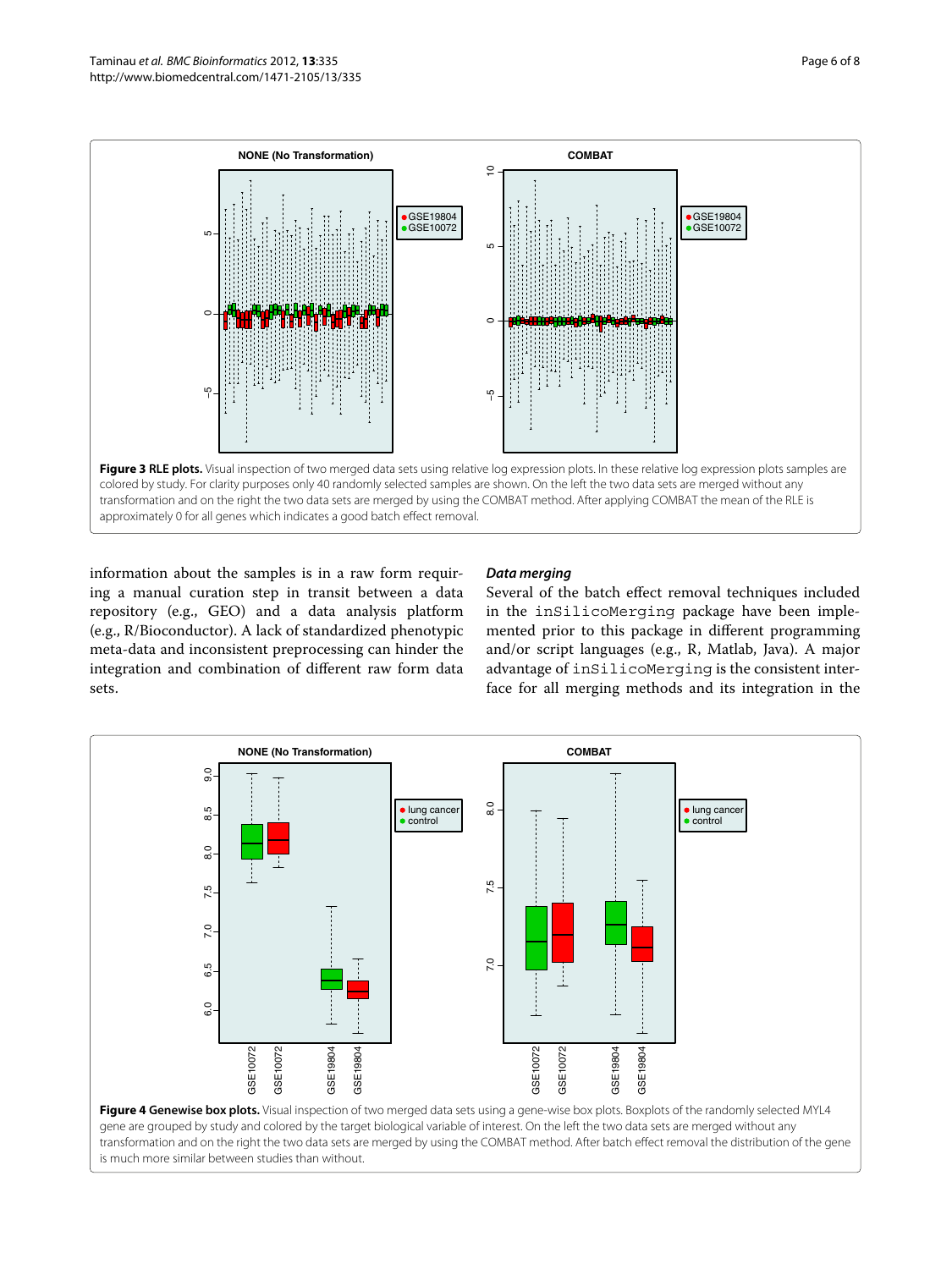**Figure 3 RLE plots.** Visual inspection of two merged data sets using relative log expression plots. In these relative log expression plots samples are colored by study. For clarity purposes only 40 randomly selected samples are shown. On the left the two data sets are merged without any transformation and on the right the two data sets are merged by using the COMBAT method. After applying COMBAT the mean of the RLE is approximately 0 for all genes which indicates a good batch effect removal.

information about the samples is in a raw form requiring a manual curation step in transit between a data repository (e.g., GEO) and a data analysis platform (e.g., R/Bioconductor). A lack of standardized phenotypic meta-data and inconsistent preprocessing can hinder the integration and combination of different raw form data sets.

### *Data merging*

Several of the batch effect removal techniques included in the inSilicoMerging package have been implemented prior to this package in different programming and/or script languages (e.g., R, Matlab, Java). A major advantage of inSilicoMerging is the consistent interface for all merging methods and its integration in the

**Figure 4 Genewise box plots.** Visual inspection of two merged data sets using a gene-wise box plots. Boxplots of the randomly selected MYL4 gene are grouped by study and colored by the target biological variable of interest. On the left the two data sets are merged without any transformation and on the right the two data sets are merged by using the COMBAT method. After batch effect removal the distribution of the gene is much more similar between studies than without.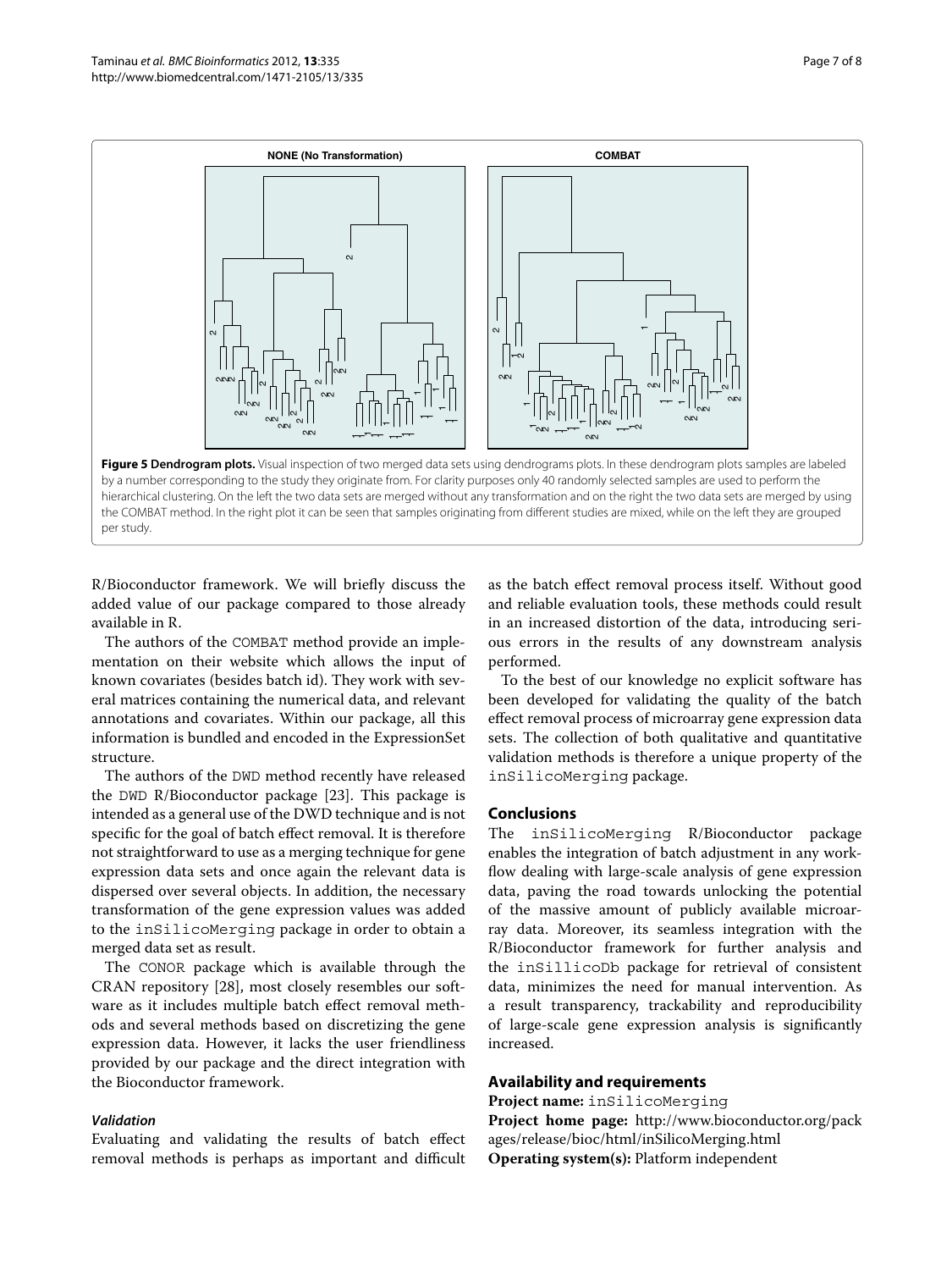NONE (No Transformation)

COMBAT

**Figure 5 Dendrogram plots.** Visual inspection of two merged data sets using dendrograms plots. In these dendrogram plots samples are labeled by a number corresponding to the study they originate from. For clarity purposes only 40 randomly selected samples are used to perform the hierarchical clustering. On the left the two data sets are merged without any transformation and on the right the two data sets are merged by using the COMBAT method. In the right plot it can be seen that samples originating from different studies are mixed, while on the left they are grouped per study.

R/Bioconductor framework. We will briefly discuss the added value of our package compared to those already available in R.

The authors of the COMBAT method provide an implementation on their website which allows the input of known covariates (besides batch id). They work with several matrices containing the numerical data, and relevant annotations and covariates. Within our package, all this information is bundled and encoded in the ExpressionSet structure.

The authors of the DWD method recently have released the DWD R/Bioconductor package [23]. This package is intended as a general use of the DWD technique and is not specific for the goal of batch effect removal. It is therefore not straightforward to use as a merging technique for gene expression data sets and once again the relevant data is dispersed over several objects. In addition, the necessary transformation of the gene expression values was added to the inSilicoMerging package in order to obtain a merged data set as result.

The CONOR package which is available through the CRAN repository [28], most closely resembles our software as it includes multiple batch effect removal methods and several methods based on discretizing the gene expression data. However, it lacks the user friendliness provided by our package and the direct integration with the Bioconductor framework.

### *Validation*

Evaluating and validating the results of batch effect removal methods is perhaps as important and difficult as the batch effect removal process itself. Without good and reliable evaluation tools, these methods could result in an increased distortion of the data, introducing serious errors in the results of any downstream analysis performed.

To the best of our knowledge no explicit software has been developed for validating the quality of the batch effect removal process of microarray gene expression data sets. The collection of both qualitative and quantitative validation methods is therefore a unique property of the inSilicoMerging package.

## Conclusions

The inSilicoMerging R/Bioconductor package enables the integration of batch adjustment in any workflow dealing with large-scale analysis of gene expression data, paving the road towards unlocking the potential of the massive amount of publicly available microarray data. Moreover, its seamless integration with the R/Bioconductor framework for further analysis and the inSillicoDb package for retrieval of consistent data, minimizes the need for manual intervention. As a result transparency, trackability and reproducibility of large-scale gene expression analysis is significantly increased.

## Availability and requirements

**Project name:** inSilicoMerging
**Project home page:** http://www.bioconductor.org/packages/release/bioc/html/inSilicoMerging.html
**Operating system(s):** Platform independent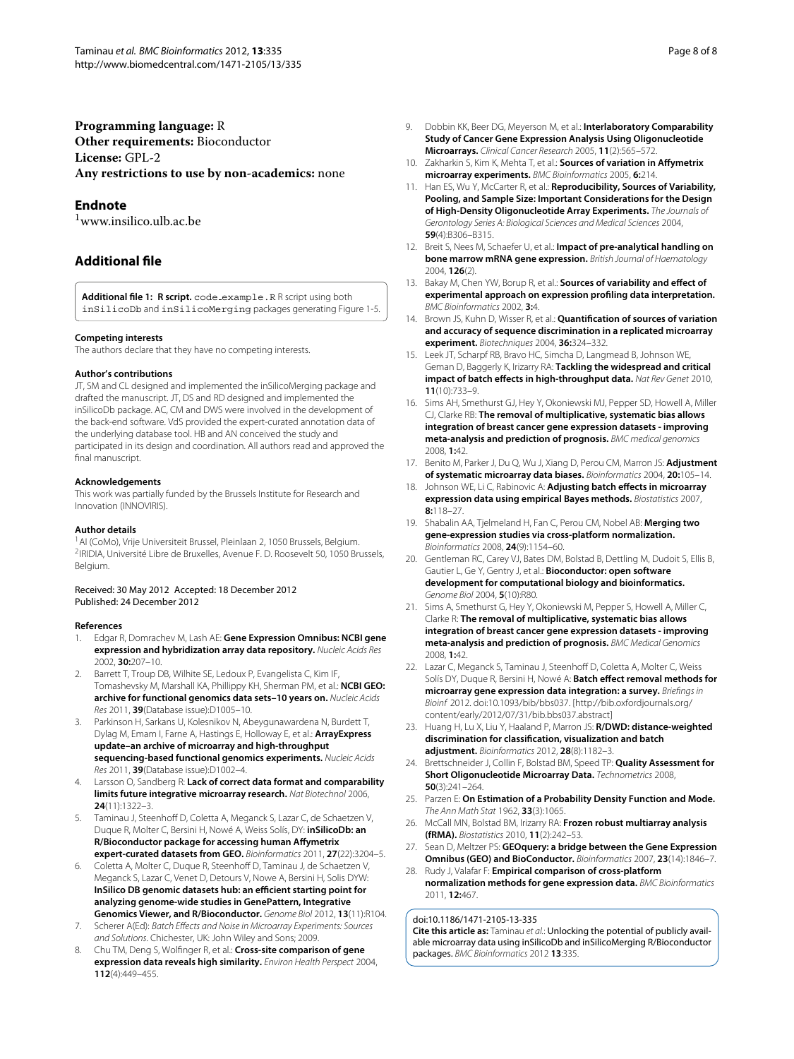**Programming language:** R
**Other requirements:** Bioconductor
**License:** GPL-2
**Any restrictions to use by non-academics:** none

## Endnote

[1]www.insilico.ulb.ac.be

## Additional file

**Additional file 1: R script.** `code_example.R` R script using both `inSilicoDb` and `inSilicoMerging` packages generating Figure 1-5.

#### Competing interests

The authors declare that they have no competing interests.

#### Author's contributions

JT, SM and CL designed and implemented the inSilicoMerging package and drafted the manuscript. JT, DS and RD designed and implemented the inSilicoDb package. AC, CM and DWS were involved in the development of the back-end software. VdS provided the expert-curated annotation data of the underlying database tool. HB and AN conceived the study and participated in its design and coordination. All authors read and approved the final manuscript.

#### Acknowledgements

This work was partially funded by the Brussels Institute for Research and Innovation (INNOVIRIS).

#### Author details

[1]AI (CoMo), Vrije Universiteit Brussel, Pleinlaan 2, 1050 Brussels, Belgium. [2]IRIDIA, Université Libre de Bruxelles, Avenue F. D. Roosevelt 50, 1050 Brussels, Belgium.

Received: 30 May 2012 Accepted: 18 December 2012
Published: 24 December 2012

#### References

1. Edgar R, Domrachev M, Lash AE: **Gene Expression Omnibus: NCBI gene expression and hybridization array data repository.** *Nucleic Acids Res* 2002, **30:**207–10.
2. Barrett T, Troup DB, Wilhite SE, Ledoux P, Evangelista C, Kim IF, Tomashevsky M, Marshall KA, Phillippy KH, Sherman PM, et al.: **NCBI GEO: archive for functional genomics data sets–10 years on.** *Nucleic Acids Res* 2011, **39**(Database issue):D1005–10.
3. Parkinson H, Sarkans U, Kolesnikov N, Abeygunawardena N, Burdett T, Dylag M, Emam I, Farne A, Hastings E, Holloway E, et al.: **ArrayExpress update–an archive of microarray and high-throughput sequencing-based functional genomics experiments.** *Nucleic Acids Res* 2011, **39**(Database issue):D1002–4.
4. Larsson O, Sandberg R: **Lack of correct data format and comparability limits future integrative microarray research.** *Nat Biotechnol* 2006, **24**(11):1322–3.
5. Taminau J, Steenhoff D, Coletta A, Meganck S, Lazar C, de Schaetzen V, Duque R, Molter C, Bersini H, Nowé A, Weiss Solís, DY: **inSilicoDb: an R/Bioconductor package for accessing human Affymetrix expert-curated datasets from GEO.** *Bioinformatics* 2011, **27**(22):3204–5.
6. Coletta A, Molter C, Duque R, Steenhoff D, Taminau J, de Schaetzen V, Meganck S, Lazar C, Venet D, Detours V, Nowe A, Bersini H, Solis DYW: **InSilico DB genomic datasets hub: an efficient starting point for analyzing genome-wide studies in GenePattern, Integrative Genomics Viewer, and R/Bioconductor.** *Genome Biol* 2012, **13**(11):R104.
7. Scherer A(Ed): *Batch Effects and Noise in Microarray Experiments: Sources and Solutions*. Chichester, UK: John Wiley and Sons; 2009.
8. Chu TM, Deng S, Wolfinger R, et al.: **Cross-site comparison of gene expression data reveals high similarity.** *Environ Health Perspect* 2004, **112**(4):449–455.
9. Dobbin KK, Beer DG, Meyerson M, et al.: **Interlaboratory Comparability Study of Cancer Gene Expression Analysis Using Oligonucleotide Microarrays.** *Clinical Cancer Research* 2005, **11**(2):565–572.
10. Zakharkin S, Kim K, Mehta T, et al.: **Sources of variation in Affymetrix microarray experiments.** *BMC Bioinformatics* 2005, **6:**214.
11. Han ES, Wu Y, McCarter R, et al.: **Reproducibility, Sources of Variability, Pooling, and Sample Size: Important Considerations for the Design of High-Density Oligonucleotide Array Experiments.** *The Journals of Gerontology Series A: Biological Sciences and Medical Sciences* 2004, **59**(4):B306–B315.
12. Breit S, Nees M, Schaefer U, et al.: **Impact of pre-analytical handling on bone marrow mRNA gene expression.** *British Journal of Haematology* 2004, **126**(2).
13. Bakay M, Chen YW, Borup R, et al.: **Sources of variability and effect of experimental approach on expression profiling data interpretation.** *BMC Bioinformatics* 2002, **3:**4.
14. Brown JS, Kuhn D, Wisser R, et al.: **Quantification of sources of variation and accuracy of sequence discrimination in a replicated microarray experiment.** *Biotechniques* 2004, **36:**324–332.
15. Leek JT, Scharpf RB, Bravo HC, Simcha D, Langmead B, Johnson WE, Geman D, Baggerly K, Irizarry RA: **Tackling the widespread and critical impact of batch effects in high-throughput data.** *Nat Rev Genet* 2010, **11**(10):733–9.
16. Sims AH, Smethurst GJ, Hey Y, Okoniewski MJ, Pepper SD, Howell A, Miller CJ, Clarke RB: **The removal of multiplicative, systematic bias allows integration of breast cancer gene expression datasets - improving meta-analysis and prediction of prognosis.** *BMC medical genomics* 2008, **1:**42.
17. Benito M, Parker J, Du Q, Wu J, Xiang D, Perou CM, Marron JS: **Adjustment of systematic microarray data biases.** *Bioinformatics* 2004, **20:**105–14.
18. Johnson WE, Li C, Rabinovic A: **Adjusting batch effects in microarray expression data using empirical Bayes methods.** *Biostatistics* 2007, **8:**118–27.
19. Shabalin AA, Tjelmeland H, Fan C, Perou CM, Nobel AB: **Merging two gene-expression studies via cross-platform normalization.** *Bioinformatics* 2008, **24**(9):1154–60.
20. Gentleman RC, Carey VJ, Bates DM, Bolstad B, Dettling M, Dudoit S, Ellis B, Gautier L, Ge Y, Gentry J, et al.: **Bioconductor: open software development for computational biology and bioinformatics.** *Genome Biol* 2004, **5**(10):R80.
21. Sims A, Smethurst G, Hey Y, Okoniewski M, Pepper S, Howell A, Miller C, Clarke R: **The removal of multiplicative, systematic bias allows integration of breast cancer gene expression datasets - improving meta-analysis and prediction of prognosis.** *BMC Medical Genomics* 2008, **1:**42.
22. Lazar C, Meganck S, Taminau J, Steenhoff D, Coletta A, Molter C, Weiss Solís DY, Duque R, Bersini H, Nowé A: **Batch effect removal methods for microarray gene expression data integration: a survey.** *Briefings in Bioinf* 2012. doi:10.1093/bib/bbs037. [http://bib.oxfordjournals.org/content/early/2012/07/31/bib.bbs037.abstract]
23. Huang H, Lu X, Liu Y, Haaland P, Marron JS: **R/DWD: distance-weighted discrimination for classification, visualization and batch adjustment.** *Bioinformatics* 2012, **28**(8):1182–3.
24. Brettschneider J, Collin F, Bolstad BM, Speed TP: **Quality Assessment for Short Oligonucleotide Microarray Data.** *Technometrics* 2008, **50**(3):241–264.
25. Parzen E: **On Estimation of a Probability Density Function and Mode.** *The Ann Math Stat* 1962, **33**(3):1065.
26. McCall MN, Bolstad BM, Irizarry RA: **Frozen robust multiarray analysis (fRMA).** *Biostatistics* 2010, **11**(2):242–53.
27. Sean D, Meltzer PS: **GEOquery: a bridge between the Gene Expression Omnibus (GEO) and BioConductor.** *Bioinformatics* 2007, **23**(14):1846–7.
28. Rudy J, Valafar F: **Empirical comparison of cross-platform normalization methods for gene expression data.** *BMC Bioinformatics* 2011, **12:**467.

doi:10.1186/1471-2105-13-335
**Cite this article as:** Taminau *et al.*: Unlocking the potential of publicly available microarray data using inSilicoDb and inSilicoMerging R/Bioconductor packages. *BMC Bioinformatics* 2012 **13**:335.